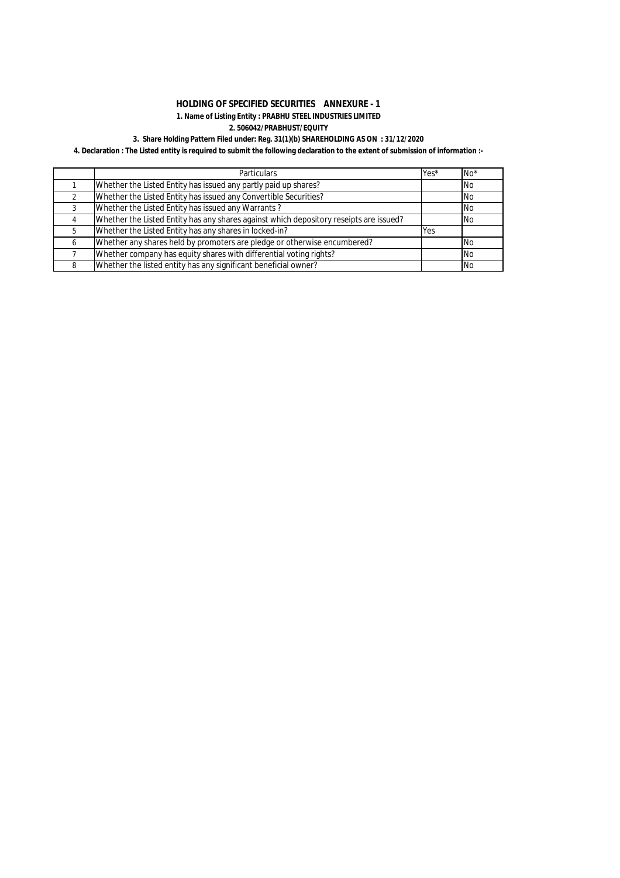## HOLDING OF SPECIFIED SECURITIES ANNEXURE - 1

**1. Name of Listing Entity : PRABHU STEEL INDUSTRIES LIMITED**

**2. 506042/PRABHUST/EQUITY**

**3. Share Holding Pattern Filed under: Reg. 31(1)(b) SHAREHOLDING AS ON : 31/12/2020**

**4. Declaration : The Listed entity is required to submit the following declaration to the extent of submission of information :-**

| | Particulars | Yes* | No* |
|---|---|---|---|
| 1 | Whether the Listed Entity has issued any partly paid up shares? | | No |
| 2 | Whether the Listed Entity has issued any Convertible Securities? | | No |
| 3 | Whether the Listed Entity has issued any Warrants ? | | No |
| 4 | Whether the Listed Entity has any shares against which depository reseipts are issued? | | No |
| 5 | Whether the Listed Entity has any shares in locked-in? | Yes | |
| 6 | Whether any shares held by promoters are pledge or otherwise encumbered? | | No |
| 7 | Whether company has equity shares with differential voting rights? | | No |
| 8 | Whether the listed entity has any significant beneficial owner? | | No |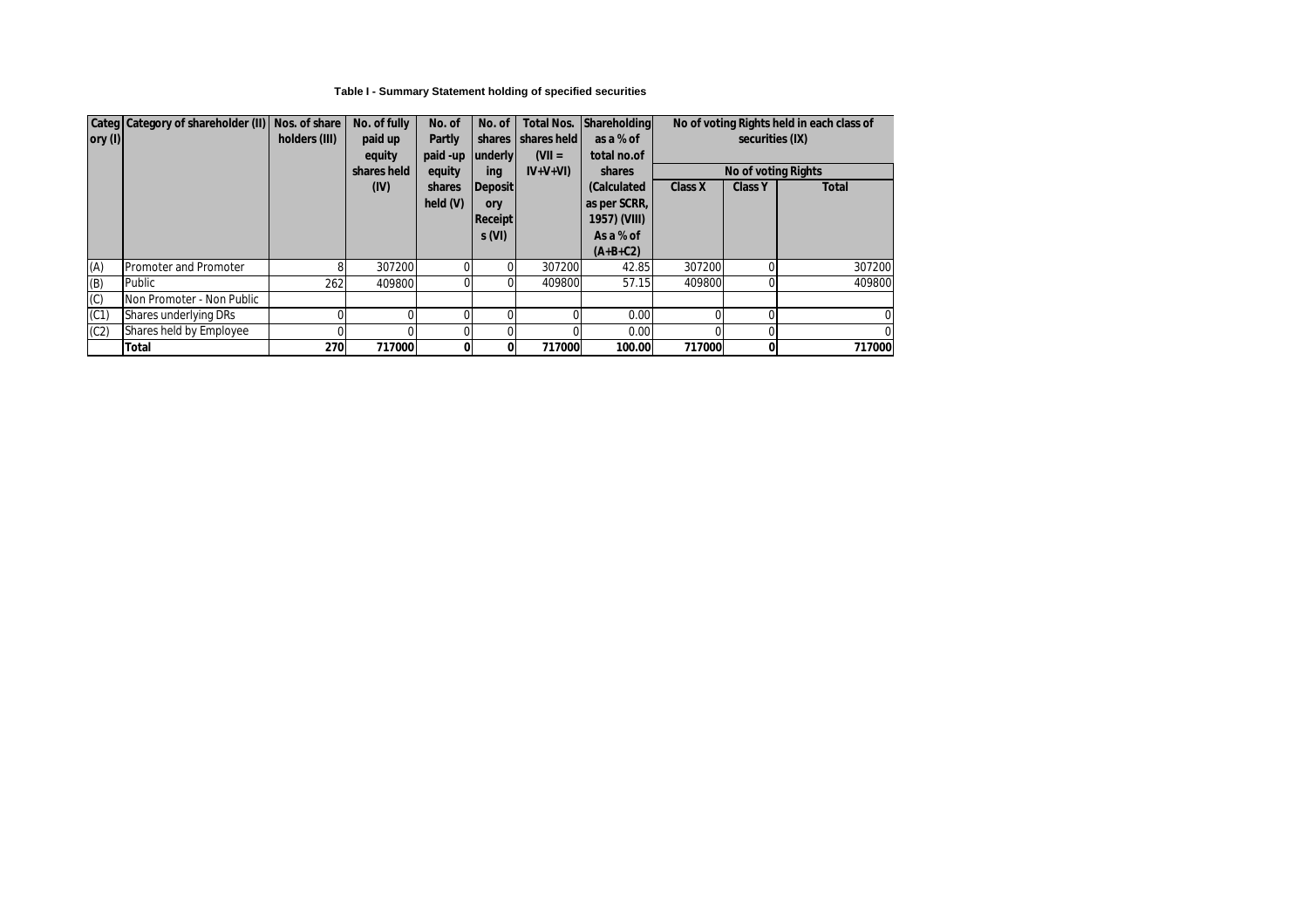### Table I - Summary Statement holding of specified securities

| Category (I) | Category of shareholder (II) | Nos. of share holders (III) | No. of fully paid up equity shares held (IV) | No. of Partly paid -up equity shares held (V) | No. of shares underlying Depository Receipts (VI) | Total Nos. shares held (VII = IV+V+VI) | Shareholding as a % of total no.of shares (Calculated as per SCRR, 1957) (VIII) As a % of (A+B+C2) | No of voting Rights held in each class of securities (IX) | | |
|---|---|---|---|---|---|---|---|---|---|---|
| | | | | | | | | No of voting Rights | | |
| | | | | | | | | Class X | Class Y | Total |
| (A) | Promoter and Promoter | 8 | 307200 | 0 | 0 | 307200 | 42.85 | 307200 | 0 | 307200 |
| (B) | Public | 262 | 409800 | 0 | 0 | 409800 | 57.15 | 409800 | 0 | 409800 |
| (C) | Non Promoter - Non Public | | | | | | | | | |
| (C1) | Shares underlying DRs | 0 | 0 | 0 | 0 | 0 | 0.00 | 0 | 0 | 0 |
| (C2) | Shares held by Employee | 0 | 0 | 0 | 0 | 0 | 0.00 | 0 | 0 | 0 |
| | **Total** | **270** | **717000** | **0** | **0** | **717000** | **100.00** | **717000** | **0** | **717000** |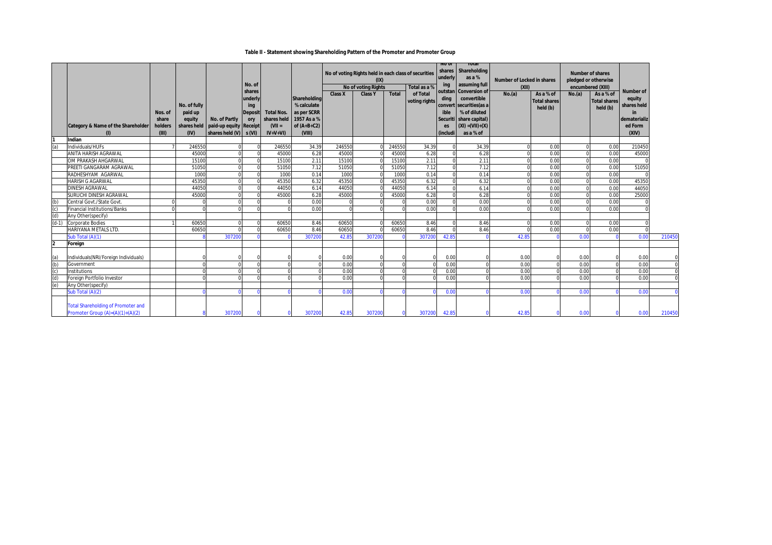## Table II - Statement showing Shareholding Pattern of the Promoter and Promoter Group

| | Category & Name of the Shareholder (I) | Nos. of share holders (III) | No. of fully paid up equity shares held (IV) | No. of Partly paid-up equity shares held (V) | No. of shares underlying Depository Receipts (VI) | Total Nos. shares held (VII = IV+V+VI) | Shareholding % calculate as per SCRR 1957 As a % of (A+B+C2) (VIII) | No of voting Rights held in each class of securities (IX) | | | | No of shares underlying outstanding convertible securities (including | Total Shareholding as a % assuming full Conversion of convertible securities(as a % of diluted share capital) (XI) =(VII)+(X) as a % of | Number of Locked in shares (XII) | | Number of shares pledged or otherwise encumbered (XIII) | | Number of equity shares held in dematerialized Form (XIV) | |
|---|---|---|---|---|---|---|---|---|---|---|---|---|---|---|---|---|---|---|---|
| | | | | | | | | No of voting Rights | | | Total as a % of Total voting rights | | | No.(a) | As a % of Total shares held (b) | No.(a) | As a % of Total shares held (b) | | |
| | | | | | | | | Class X | Class Y | Total | | | | | | | | | |
| 1 | **Indian** | | | | | | | | | | | | | | | | | | |
| (a) | Individuals/HUFs | 7 | 246550 | 0 | 0 | 246550 | 34.39 | 246550 | 0 | 246550 | 34.39 | 0 | 34.39 | 0 | 0.00 | 0 | 0.00 | 210450 | |
| | ANITA HARISH AGRAWAL | | 45000 | 0 | 0 | 45000 | 6.28 | 45000 | 0 | 45000 | 6.28 | 0 | 6.28 | 0 | 0.00 | 0 | 0.00 | 45000 | |
| | OM PRAKASH AHGARWAL | | 15100 | 0 | 0 | 15100 | 2.11 | 15100 | 0 | 15100 | 2.11 | 0 | 2.11 | 0 | 0.00 | 0 | 0.00 | 0 | |
| | PREETI GANGARAM AGRAWAL | | 51050 | 0 | 0 | 51050 | 7.12 | 51050 | 0 | 51050 | 7.12 | 0 | 7.12 | 0 | 0.00 | 0 | 0.00 | 51050 | |
| | RADHESHYAM AGARWAL | | 1000 | 0 | 0 | 1000 | 0.14 | 1000 | 0 | 1000 | 0.14 | 0 | 0.14 | 0 | 0.00 | 0 | 0.00 | 0 | |
| | HARISH G AGARWAL | | 45350 | 0 | 0 | 45350 | 6.32 | 45350 | 0 | 45350 | 6.32 | 0 | 6.32 | 0 | 0.00 | 0 | 0.00 | 45350 | |
| | DINESH AGRAWAL | | 44050 | 0 | 0 | 44050 | 6.14 | 44050 | 0 | 44050 | 6.14 | 0 | 6.14 | 0 | 0.00 | 0 | 0.00 | 44050 | |
| | SURUCHI DINESH AGRAWAL | | 45000 | 0 | 0 | 45000 | 6.28 | 45000 | 0 | 45000 | 6.28 | 0 | 6.28 | 0 | 0.00 | 0 | 0.00 | 25000 | |
| (b) | Central Govt./State Govt. | 0 | 0 | 0 | 0 | 0 | 0.00 | 0 | 0 | 0 | 0.00 | 0 | 0.00 | 0 | 0.00 | 0 | 0.00 | 0 | |
| (c) | Financial Institutions/Banks | 0 | 0 | 0 | 0 | 0 | 0.00 | 0 | 0 | 0 | 0.00 | 0 | 0.00 | 0 | 0.00 | 0 | 0.00 | 0 | |
| (d) | Any Other(specify) | | | | | | | | | | | | | | | | | | |
| (d-1) | Corporate Bodies | 1 | 60650 | 0 | 0 | 60650 | 8.46 | 60650 | 0 | 60650 | 8.46 | 0 | 8.46 | 0 | 0.00 | 0 | 0.00 | 0 | |
| | HARIYANA METALS LTD. | | 60650 | 0 | 0 | 60650 | 8.46 | 60650 | 0 | 60650 | 8.46 | 0 | 8.46 | 0 | 0.00 | 0 | 0.00 | 0 | |
| | Sub Total (A)(1) | | 8 | 307200 | 0 | 0 | 307200 | 42.85 | 307200 | 0 | 307200 | 42.85 | 0 | 42.85 | 0 | 0.00 | 0 | 0.00 | 210450 |
| 2 | **Foreign** | | | | | | | | | | | | | | | | | | |
| (a) | Individuals(NRI/Foreign Individuals) | | 0 | 0 | 0 | 0 | 0 | 0.00 | 0 | 0 | 0 | 0.00 | 0 | 0.00 | 0 | 0.00 | 0 | 0.00 | 0 |
| (b) | Government | | 0 | 0 | 0 | 0 | 0 | 0.00 | 0 | 0 | 0 | 0.00 | 0 | 0.00 | 0 | 0.00 | 0 | 0.00 | 0 |
| (c) | Institutions | | 0 | 0 | 0 | 0 | 0 | 0.00 | 0 | 0 | 0 | 0.00 | 0 | 0.00 | 0 | 0.00 | 0 | 0.00 | 0 |
| (d) | Foreign Portfolio Investor | | 0 | 0 | 0 | 0 | 0 | 0.00 | 0 | 0 | 0 | 0.00 | 0 | 0.00 | 0 | 0.00 | 0 | 0.00 | 0 |
| (e) | Any Other(specify) | | | | | | | | | | | | | | | | | | |
| | Sub Total (A)(2) | | 0 | 0 | 0 | 0 | 0 | 0.00 | 0 | 0 | 0 | 0.00 | 0 | 0.00 | 0 | 0.00 | 0 | 0.00 | 0 |
| | Total Shareholding of Promoter and Promoter Group (A)=(A)(1)+(A)(2) | | 8 | 307200 | 0 | 0 | 307200 | 42.85 | 307200 | 0 | 307200 | 42.85 | 0 | 42.85 | 0 | 0.00 | 0 | 0.00 | 210450 |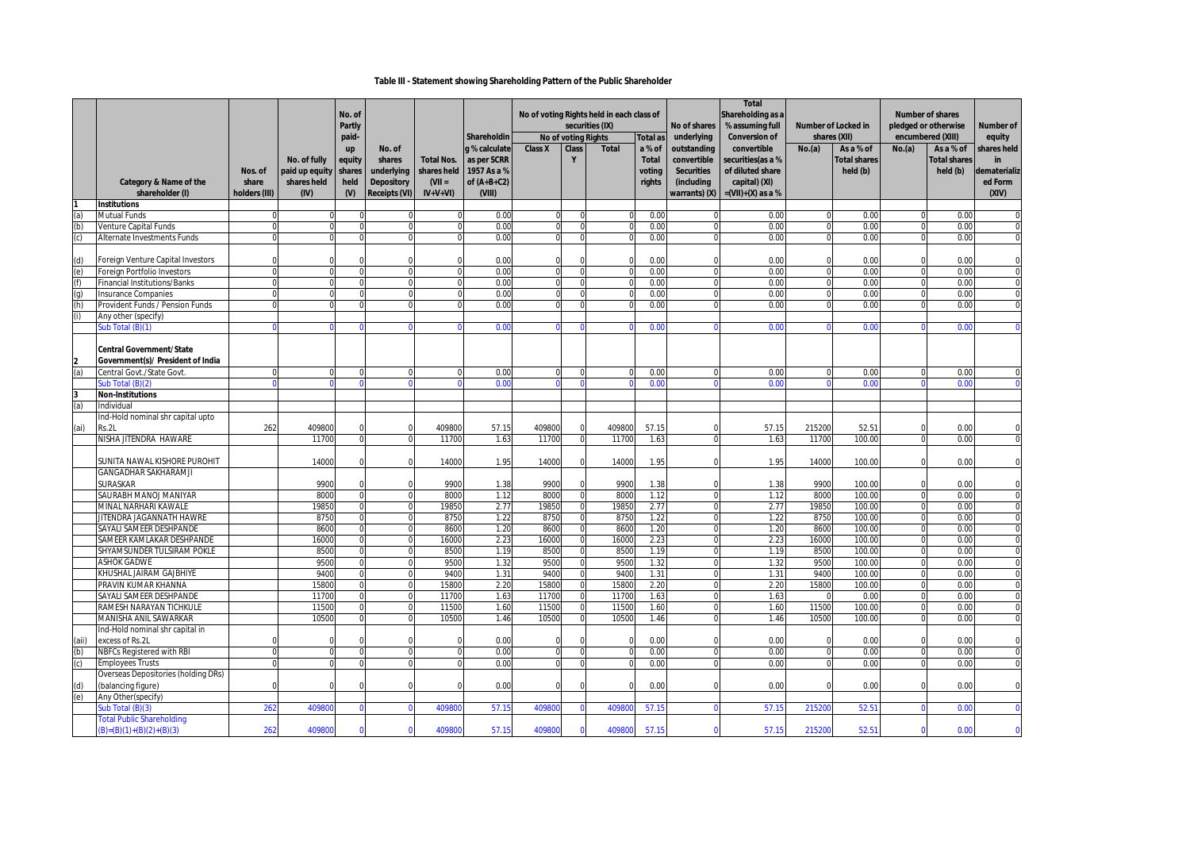# Table III - Statement showing Shareholding Pattern of the Public Shareholder

| | Category & Name of the shareholder (I) | Nos. of share holders (III) | No. of fully paid up equity shares held (IV) | No. of Partly paid-up equity shares held (V) | No. of shares underlying Depository Receipts (VI) | Total Nos. shares held (VII = IV+V+VI) | Shareholding % calculate as per SCRR 1957 As a % of (A+B+C2) (VIII) | No of voting Rights held in each class of securities (IX) | | | | No of shares underlying outstanding convertible Securities (including warrants) (X) | Total Shareholding as a % assuming full Conversion of convertible securities(as a % of diluted share capital) (XI) =(VII)+(X) as a % | Number of Locked in shares (XII) | | Number of shares pledged or otherwise encumbered (XIII) | | Number of equity shares held in dematerialized Form (XIV) |
|---|---|---|---|---|---|---|---|---|---|---|---|---|---|---|---|---|---|---|
| | | | | | | | | No of voting Rights | | | Total as a % of Total voting rights | | | No.(a) | As a % of Total shares held (b) | No.(a) | As a % of Total shares held (b) | |
| | | | | | | | | Class X | Class Y | Total | | | | | | | | |
| 1 | **Institutions** | | | | | | | | | | | | | | | | | |
| (a) | Mutual Funds | 0 | 0 | 0 | 0 | 0 | 0.00 | 0 | 0 | 0 | 0.00 | 0 | 0.00 | 0 | 0.00 | 0 | 0.00 | 0 |
| (b) | Venture Capital Funds | 0 | 0 | 0 | 0 | 0 | 0.00 | 0 | 0 | 0 | 0.00 | 0 | 0.00 | 0 | 0.00 | 0 | 0.00 | 0 |
| (c) | Alternate Investments Funds | 0 | 0 | 0 | 0 | 0 | 0.00 | 0 | 0 | 0 | 0.00 | 0 | 0.00 | 0 | 0.00 | 0 | 0.00 | 0 |
| (d) | Foreign Venture Capital Investors | 0 | 0 | 0 | 0 | 0 | 0.00 | 0 | 0 | 0 | 0.00 | 0 | 0.00 | 0 | 0.00 | 0 | 0.00 | 0 |
| (e) | Foreign Portfolio Investors | 0 | 0 | 0 | 0 | 0 | 0.00 | 0 | 0 | 0 | 0.00 | 0 | 0.00 | 0 | 0.00 | 0 | 0.00 | 0 |
| (f) | Financial Institutions/Banks | 0 | 0 | 0 | 0 | 0 | 0.00 | 0 | 0 | 0 | 0.00 | 0 | 0.00 | 0 | 0.00 | 0 | 0.00 | 0 |
| (g) | Insurance Companies | 0 | 0 | 0 | 0 | 0 | 0.00 | 0 | 0 | 0 | 0.00 | 0 | 0.00 | 0 | 0.00 | 0 | 0.00 | 0 |
| (h) | Provident Funds / Pension Funds | 0 | 0 | 0 | 0 | 0 | 0.00 | 0 | 0 | 0 | 0.00 | 0 | 0.00 | 0 | 0.00 | 0 | 0.00 | 0 |
| (i) | Any other (specify) | | | | | | | | | | | | | | | | | |
| | Sub Total (B)(1) | 0 | 0 | 0 | 0 | 0 | 0.00 | 0 | 0 | 0 | 0.00 | 0 | 0.00 | 0 | 0.00 | 0 | 0.00 | 0 |
| 2 | **Central Government/State Government(s)/ President of India** | | | | | | | | | | | | | | | | | |
| (a) | Central Govt./State Govt. | 0 | 0 | 0 | 0 | 0 | 0.00 | 0 | 0 | 0 | 0.00 | 0 | 0.00 | 0 | 0.00 | 0 | 0.00 | 0 |
| | Sub Total (B)(2) | 0 | 0 | 0 | 0 | 0 | 0.00 | 0 | 0 | 0 | 0.00 | 0 | 0.00 | 0 | 0.00 | 0 | 0.00 | 0 |
| 3 | **Non-Institutions** | | | | | | | | | | | | | | | | | |
| (a) | Individual | | | | | | | | | | | | | | | | | |
| (ai) | Ind-Hold nominal shr capital upto Rs.2L | 262 | 409800 | 0 | 0 | 409800 | 57.15 | 409800 | 0 | 409800 | 57.15 | 0 | 57.15 | 215200 | 52.51 | 0 | 0.00 | 0 |
| | NISHA JITENDRA HAWARE | | 11700 | 0 | 0 | 11700 | 1.63 | 11700 | 0 | 11700 | 1.63 | 0 | 1.63 | 11700 | 100.00 | 0 | 0.00 | 0 |
| | SUNITA NAWAL KISHORE PUROHIT | | 14000 | 0 | 0 | 14000 | 1.95 | 14000 | 0 | 14000 | 1.95 | 0 | 1.95 | 14000 | 100.00 | 0 | 0.00 | 0 |
| | GANGADHAR SAKHARAMJI SURASKAR | | 9900 | 0 | 0 | 9900 | 1.38 | 9900 | 0 | 9900 | 1.38 | 0 | 1.38 | 9900 | 100.00 | 0 | 0.00 | 0 |
| | SAURABH MANOJ MANIYAR | | 8000 | 0 | 0 | 8000 | 1.12 | 8000 | 0 | 8000 | 1.12 | 0 | 1.12 | 8000 | 100.00 | 0 | 0.00 | 0 |
| | MINAL NARHARI KAWALE | | 19850 | 0 | 0 | 19850 | 2.77 | 19850 | 0 | 19850 | 2.77 | 0 | 2.77 | 19850 | 100.00 | 0 | 0.00 | 0 |
| | JITENDRA JAGANNATH HAWRE | | 8750 | 0 | 0 | 8750 | 1.22 | 8750 | 0 | 8750 | 1.22 | 0 | 1.22 | 8750 | 100.00 | 0 | 0.00 | 0 |
| | SAYALI SAMEER DESHPANDE | | 8600 | 0 | 0 | 8600 | 1.20 | 8600 | 0 | 8600 | 1.20 | 0 | 1.20 | 8600 | 100.00 | 0 | 0.00 | 0 |
| | SAMEER KAMLAKAR DESHPANDE | | 16000 | 0 | 0 | 16000 | 2.23 | 16000 | 0 | 16000 | 2.23 | 0 | 2.23 | 16000 | 100.00 | 0 | 0.00 | 0 |
| | SHYAMSUNDER TULSIRAM POKLE | | 8500 | 0 | 0 | 8500 | 1.19 | 8500 | 0 | 8500 | 1.19 | 0 | 1.19 | 8500 | 100.00 | 0 | 0.00 | 0 |
| | ASHOK GADWE | | 9500 | 0 | 0 | 9500 | 1.32 | 9500 | 0 | 9500 | 1.32 | 0 | 1.32 | 9500 | 100.00 | 0 | 0.00 | 0 |
| | KHUSHAL JAIRAM GAJBHIYE | | 9400 | 0 | 0 | 9400 | 1.31 | 9400 | 0 | 9400 | 1.31 | 0 | 1.31 | 9400 | 100.00 | 0 | 0.00 | 0 |
| | PRAVIN KUMAR KHANNA | | 15800 | 0 | 0 | 15800 | 2.20 | 15800 | 0 | 15800 | 2.20 | 0 | 2.20 | 15800 | 100.00 | 0 | 0.00 | 0 |
| | SAYALI SAMEER DESHPANDE | | 11700 | 0 | 0 | 11700 | 1.63 | 11700 | 0 | 11700 | 1.63 | 0 | 1.63 | 0 | 0.00 | 0 | 0.00 | 0 |
| | RAMESH NARAYAN TICHKULE | | 11500 | 0 | 0 | 11500 | 1.60 | 11500 | 0 | 11500 | 1.60 | 0 | 1.60 | 11500 | 100.00 | 0 | 0.00 | 0 |
| | MANISHA ANIL SAWARKAR | | 10500 | 0 | 0 | 10500 | 1.46 | 10500 | 0 | 10500 | 1.46 | 0 | 1.46 | 10500 | 100.00 | 0 | 0.00 | 0 |
| (aii) | Ind-Hold nominal shr capital in excess of Rs.2L | 0 | 0 | 0 | 0 | 0 | 0.00 | 0 | 0 | 0 | 0.00 | 0 | 0.00 | 0 | 0.00 | 0 | 0.00 | 0 |
| (b) | NBFCs Registered with RBI | 0 | 0 | 0 | 0 | 0 | 0.00 | 0 | 0 | 0 | 0.00 | 0 | 0.00 | 0 | 0.00 | 0 | 0.00 | 0 |
| (c) | Employees Trusts | 0 | 0 | 0 | 0 | 0 | 0.00 | 0 | 0 | 0 | 0.00 | 0 | 0.00 | 0 | 0.00 | 0 | 0.00 | 0 |
| (d) | Overseas Depositories (holding DRs) (balancing figure) | 0 | 0 | 0 | 0 | 0 | 0.00 | 0 | 0 | 0 | 0.00 | 0 | 0.00 | 0 | 0.00 | 0 | 0.00 | 0 |
| (e) | Any Other(specify) | | | | | | | | | | | | | | | | | |
| | Sub Total (B)(3) | 262 | 409800 | 0 | 0 | 409800 | 57.15 | 409800 | 0 | 409800 | 57.15 | 0 | 57.15 | 215200 | 52.51 | 0 | 0.00 | 0 |
| | Total Public Shareholding (B)=(B)(1)+(B)(2)+(B)(3) | 262 | 409800 | 0 | 0 | 409800 | 57.15 | 409800 | 0 | 409800 | 57.15 | 0 | 57.15 | 215200 | 52.51 | 0 | 0.00 | 0 |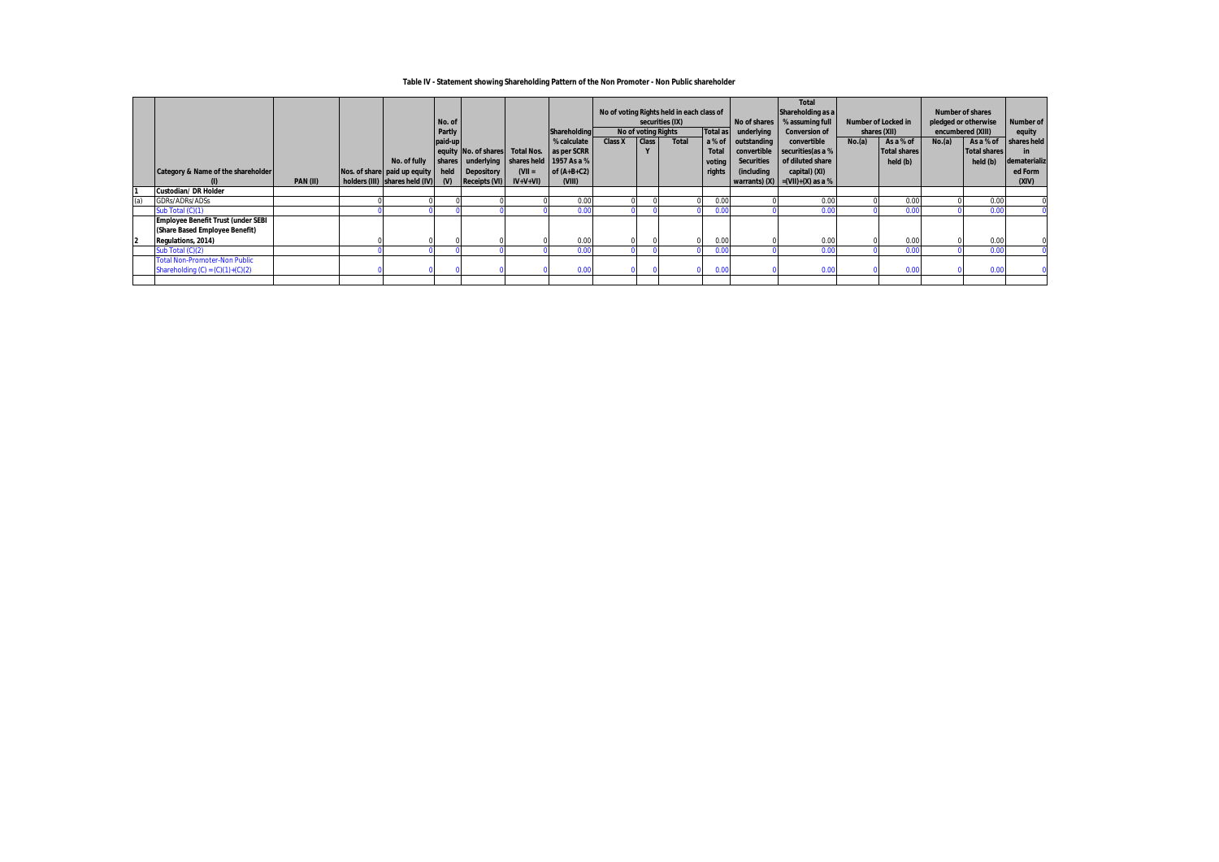### Table IV - Statement showing Shareholding Pattern of the Non Promoter - Non Public shareholder

| | Category & Name of the shareholder (I) | PAN (II) | Nos. of share holders (III) | No. of fully paid up equity shares held (IV) | No. of Partly paid-up equity shares held (V) | No. of shares underlying Depository Receipts (VI) | Total Nos. shares held (VII = IV+V+VI) | Shareholding % calculate as per SCRR 1957 As a % of (A+B+C2) (VIII) | No of voting Rights held in each class of securities (IX) | | | | No of shares underlying outstanding convertible Securities (including warrants) (X) | Total Shareholding as a % assuming full Conversion of convertible securities(as a % of diluted share capital) (XI) =(VII)+(X) as a % | Number of Locked in shares (XII) | | Number of shares pledged or otherwise encumbered (XIII) | | Number of equity shares held in dematerialized Form (XIV) |
|---|---|---|---|---|---|---|---|---|---|---|---|---|---|---|---|---|---|---|---|
| | | | | | | | | | No of voting Rights | | | Total as a % of Total voting rights | | | No.(a) | As a % of Total shares held (b) | No.(a) | As a % of Total shares held (b) | |
| | | | | | | | | | Class X | Class Y | Total | | | | | | | | |
| 1 | Custodian/ DR Holder | | | | | | | | | | | | | | | | | | |
| (a) | GDRs/ADRs/ADSs | | 0 | 0 | 0 | 0 | 0 | 0.00 | 0 | 0 | 0 | 0.00 | 0 | 0.00 | 0 | 0.00 | 0 | 0.00 | 0 |
| | Sub Total (C)(1) | | 0 | 0 | 0 | 0 | 0 | 0.00 | 0 | 0 | 0 | 0.00 | 0 | 0.00 | 0 | 0.00 | 0 | 0.00 | 0 |
| 2 | Employee Benefit Trust (under SEBI (Share Based Employee Benefit) Regulations, 2014) | | 0 | 0 | 0 | 0 | 0 | 0.00 | 0 | 0 | 0 | 0.00 | 0 | 0.00 | 0 | 0.00 | 0 | 0.00 | 0 |
| | Sub Total (C)(2) | | 0 | 0 | 0 | 0 | 0 | 0.00 | 0 | 0 | 0 | 0.00 | 0 | 0.00 | 0 | 0.00 | 0 | 0.00 | 0 |
| | Total Non-Promoter-Non Public Shareholding (C) = (C)(1)+(C)(2) | | 0 | 0 | 0 | 0 | 0 | 0.00 | 0 | 0 | 0 | 0.00 | 0 | 0.00 | 0 | 0.00 | 0 | 0.00 | 0 |